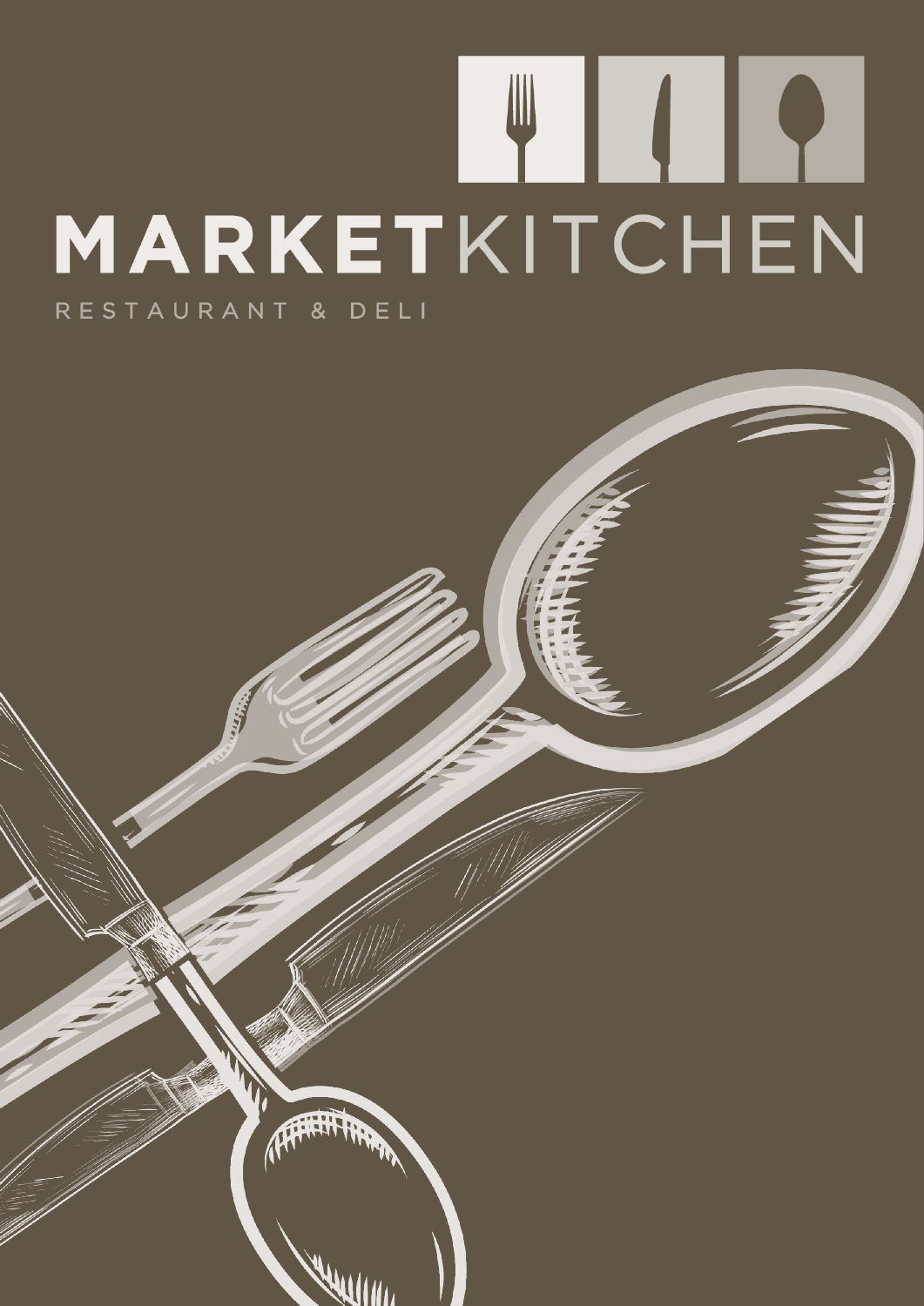# MARKETKITCHEN

RESTAURANT & DELI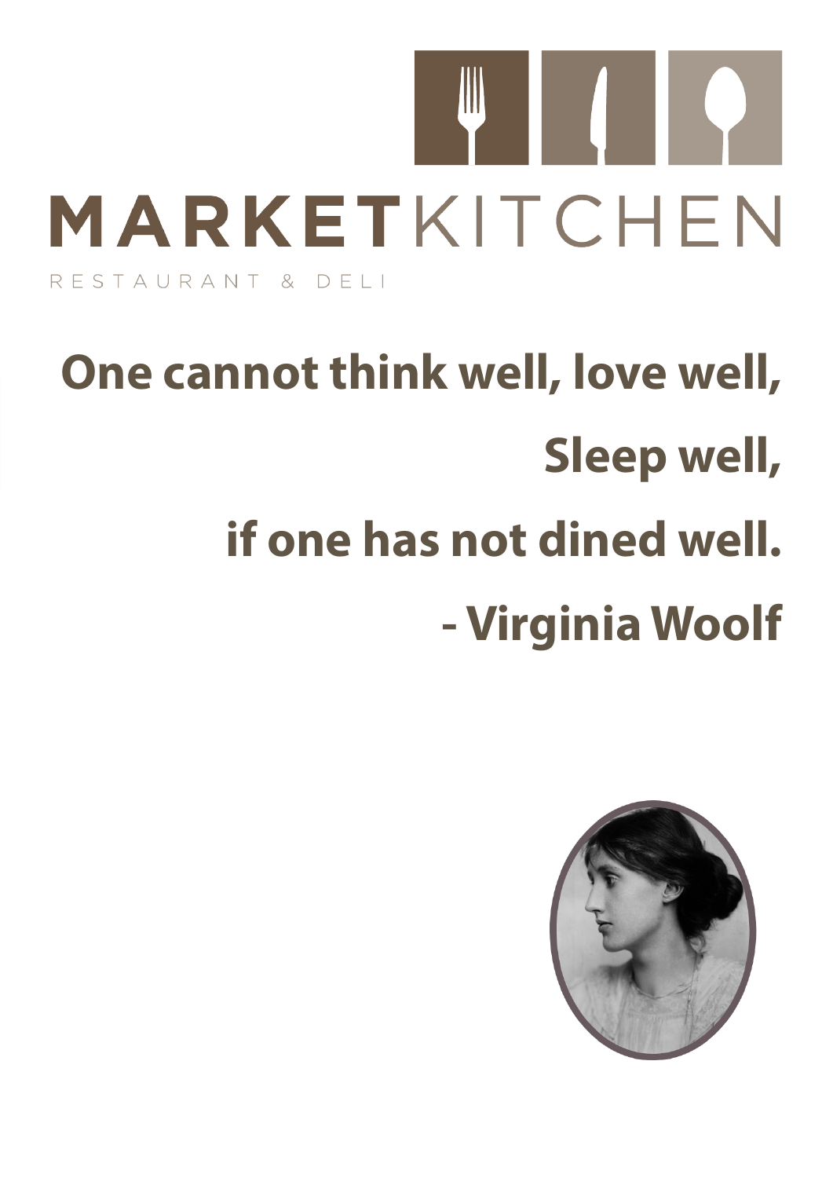# MARKETKITCHEN

RESTAURANT & DELI

**One cannot think well, love well,**

**Sleep well,**

**if one has not dined well.**

**- Virginia Woolf**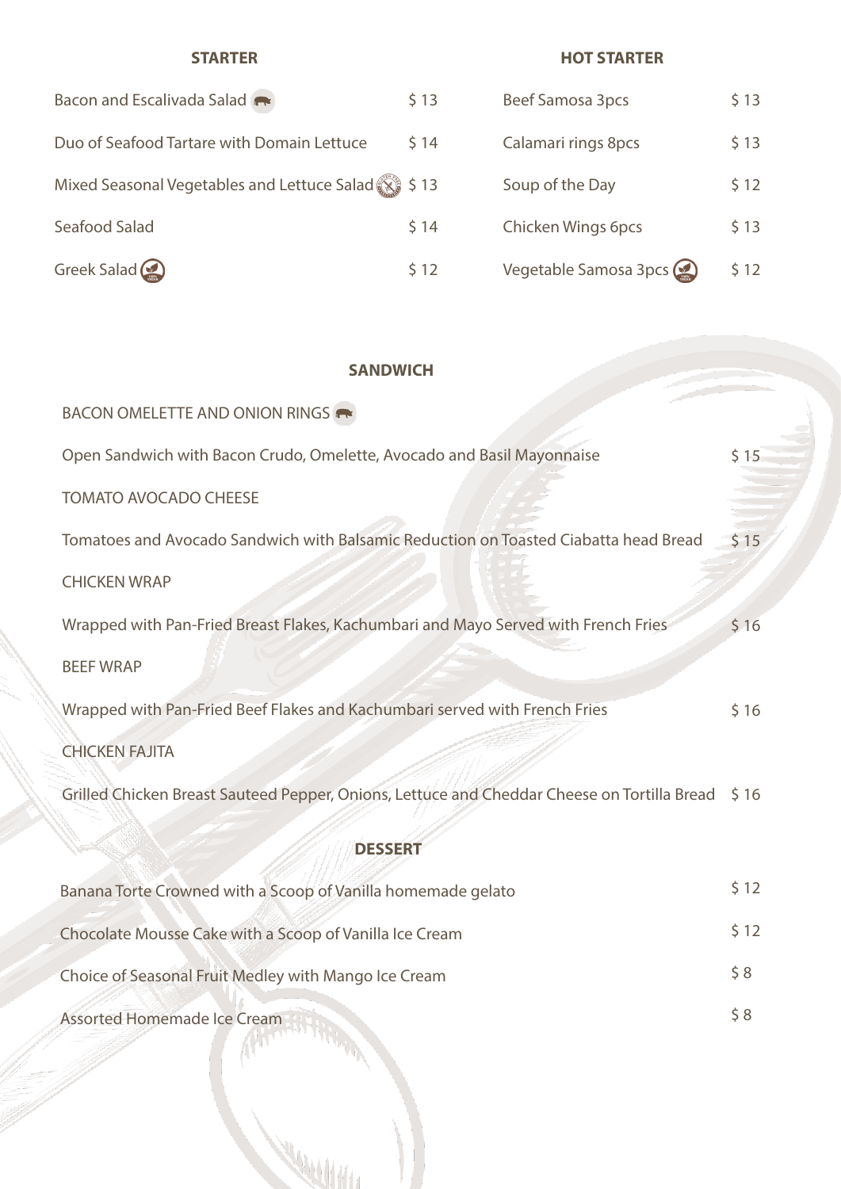## STARTER

| Item | Price |
| --- | --- |
| Bacon and Escalivada Salad | $ 13 |
| Duo of Seafood Tartare with Domain Lettuce | $ 14 |
| Mixed Seasonal Vegetables and Lettuce Salad | $ 13 |
| Seafood Salad | $ 14 |
| Greek Salad | $ 12 |

## HOT STARTER

| Item | Price |
| --- | --- |
| Beef Samosa 3pcs | $ 13 |
| Calamari rings 8pcs | $ 13 |
| Soup of the Day | $ 12 |
| Chicken Wings 6pcs | $ 13 |
| Vegetable Samosa 3pcs | $ 12 |

## SANDWICH

BACON OMELETTE AND ONION RINGS

Open Sandwich with Bacon Crudo, Omelette, Avocado and Basil Mayonnaise — $ 15

TOMATO AVOCADO CHEESE

Tomatoes and Avocado Sandwich with Balsamic Reduction on Toasted Ciabatta head Bread — $ 15

CHICKEN WRAP

Wrapped with Pan-Fried Breast Flakes, Kachumbari and Mayo Served with French Fries — $ 16

BEEF WRAP

Wrapped with Pan-Fried Beef Flakes and Kachumbari served with French Fries — $ 16

CHICKEN FAJITA

Grilled Chicken Breast Sauteed Pepper, Onions, Lettuce and Cheddar Cheese on Tortilla Bread — $ 16

## DESSERT

| Item | Price |
| --- | --- |
| Banana Torte Crowned with a Scoop of Vanilla homemade gelato | $ 12 |
| Chocolate Mousse Cake with a Scoop of Vanilla Ice Cream | $ 12 |
| Choice of Seasonal Fruit Medley with Mango Ice Cream | $ 8 |
| Assorted Homemade Ice Cream | $ 8 |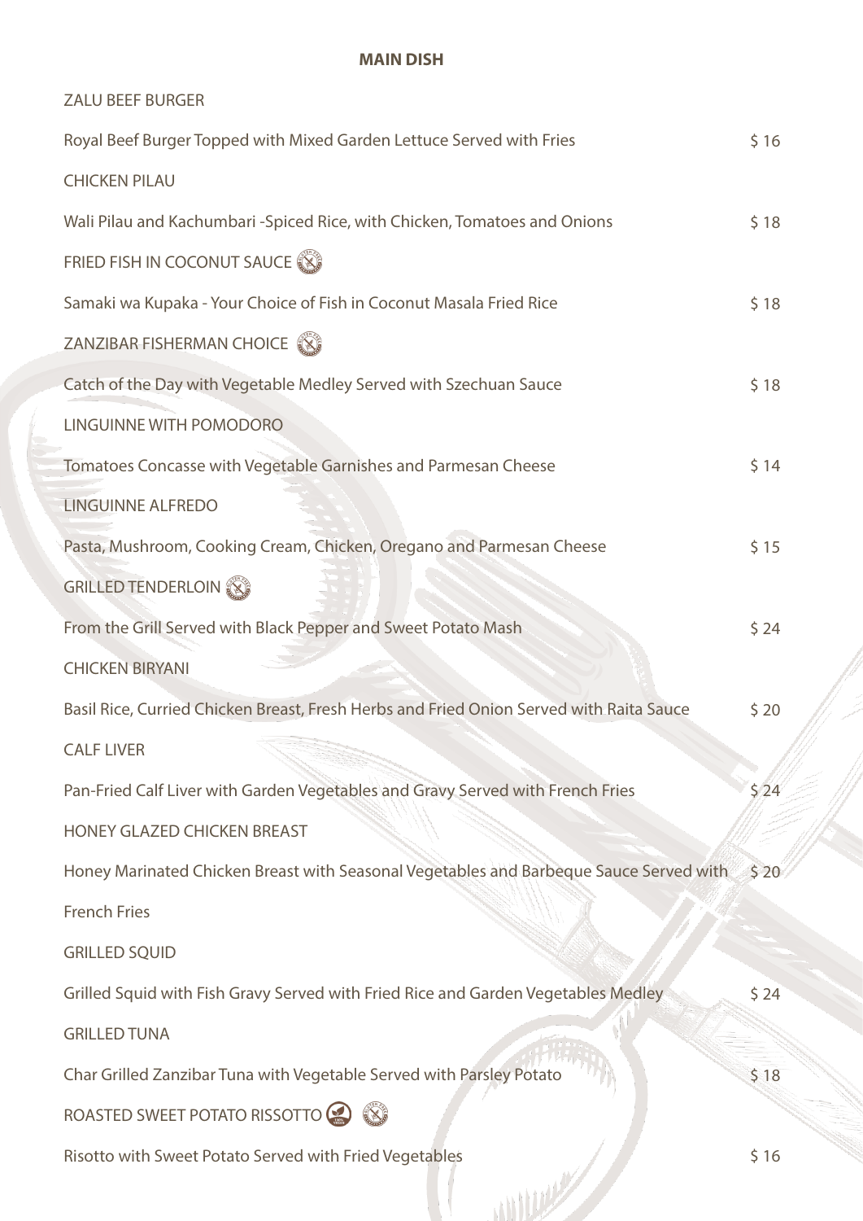## MAIN DISH

**ZALU BEEF BURGER**

Royal Beef Burger Topped with Mixed Garden Lettuce Served with Fries — $ 16

**CHICKEN PILAU**

Wali Pilau and Kachumbari -Spiced Rice, with Chicken, Tomatoes and Onions — $ 18

**FRIED FISH IN COCONUT SAUCE**

Samaki wa Kupaka - Your Choice of Fish in Coconut Masala Fried Rice — $ 18

**ZANZIBAR FISHERMAN CHOICE**

Catch of the Day with Vegetable Medley Served with Szechuan Sauce — $ 18

**LINGUINNE WITH POMODORO**

Tomatoes Concasse with Vegetable Garnishes and Parmesan Cheese — $ 14

**LINGUINNE ALFREDO**

Pasta, Mushroom, Cooking Cream, Chicken, Oregano and Parmesan Cheese — $ 15

**GRILLED TENDERLOIN**

From the Grill Served with Black Pepper and Sweet Potato Mash — $ 24

**CHICKEN BIRYANI**

Basil Rice, Curried Chicken Breast, Fresh Herbs and Fried Onion Served with Raita Sauce — $ 20

**CALF LIVER**

Pan-Fried Calf Liver with Garden Vegetables and Gravy Served with French Fries — $ 24

**HONEY GLAZED CHICKEN BREAST**

Honey Marinated Chicken Breast with Seasonal Vegetables and Barbeque Sauce Served with French Fries — $ 20

**GRILLED SQUID**

Grilled Squid with Fish Gravy Served with Fried Rice and Garden Vegetables Medley — $ 24

**GRILLED TUNA**

Char Grilled Zanzibar Tuna with Vegetable Served with Parsley Potato — $ 18

**ROASTED SWEET POTATO RISSOTTO**

Risotto with Sweet Potato Served with Fried Vegetables — $ 16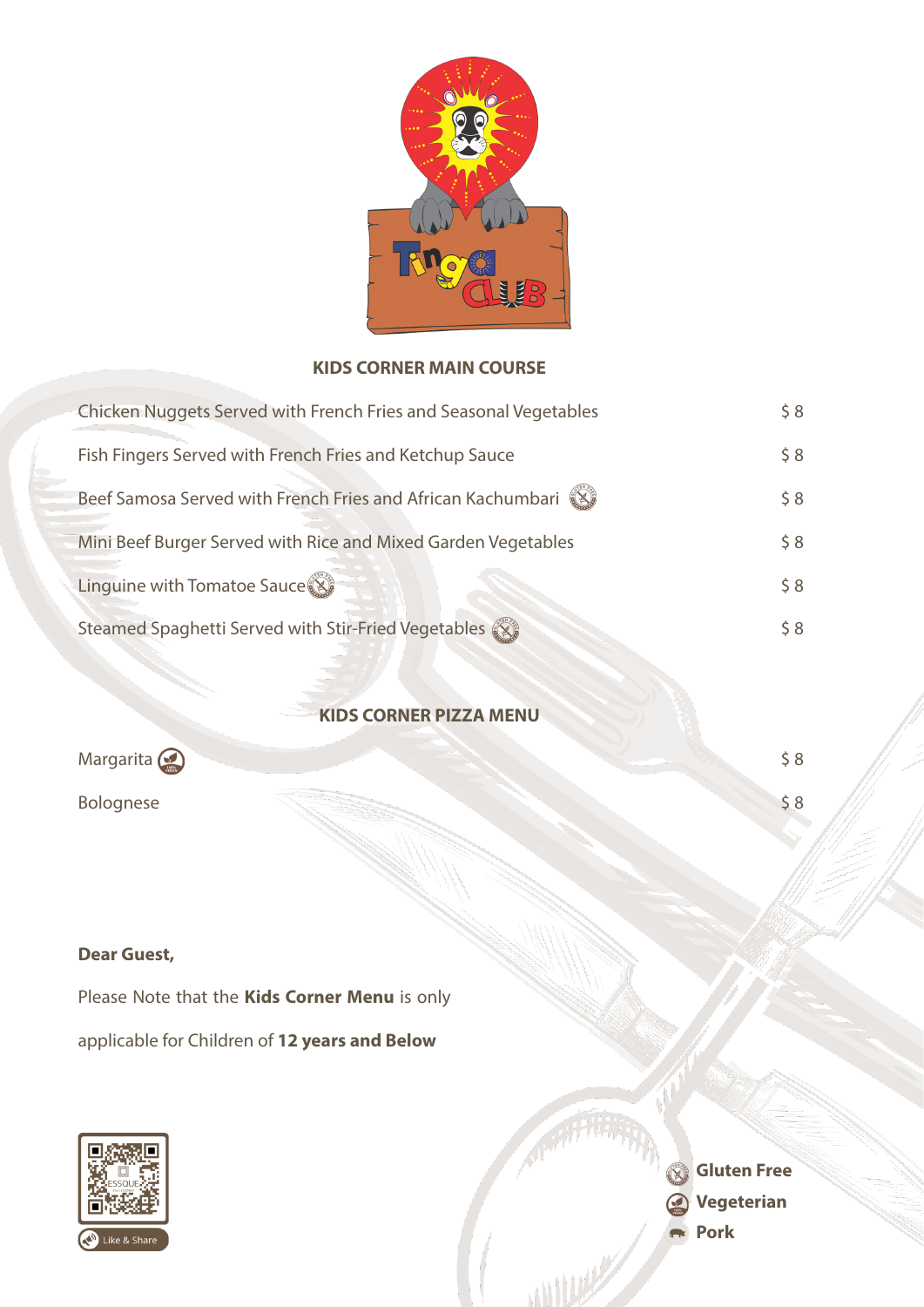## KIDS CORNER MAIN COURSE

| Item | Price |
| --- | --- |
| Chicken Nuggets Served with French Fries and Seasonal Vegetables | $ 8 |
| Fish Fingers Served with French Fries and Ketchup Sauce | $ 8 |
| Beef Samosa Served with French Fries and African Kachumbari (Gluten Free) | $ 8 |
| Mini Beef Burger Served with Rice and Mixed Garden Vegetables | $ 8 |
| Linguine with Tomatoe Sauce (Gluten Free) | $ 8 |
| Steamed Spaghetti Served with Stir-Fried Vegetables (Gluten Free) | $ 8 |

## KIDS CORNER PIZZA MENU

| Item | Price |
| --- | --- |
| Margarita (Vegeterian) | $ 8 |
| Bolognese | $ 8 |

**Dear Guest,**

Please Note that the **Kids Corner Menu** is only applicable for Children of **12 years and Below**

Like & Share

**Gluten Free**
**Vegeterian**
**Pork**